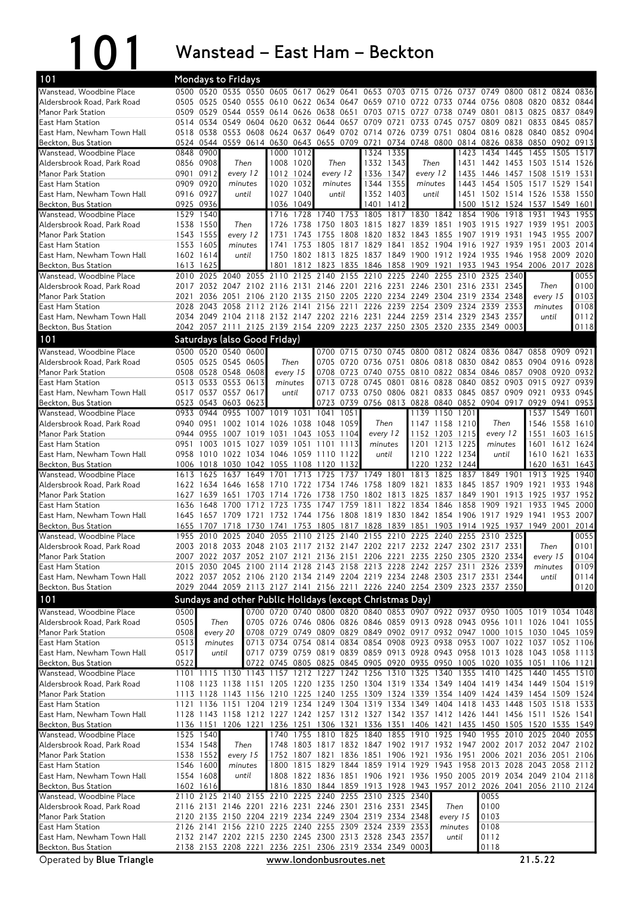# 101 Wanstead – East Ham – Beckton

## 101 Mondays to Fridays

| 101 | | | | | | | | | | | | | | | | | | |
|---|---|---|---|---|---|---|---|---|---|---|---|---|---|---|---|---|---|---|
| Wanstead, Woodbine Place | 0500 | 0520 | 0535 | 0550 | 0605 | 0617 | 0629 | 0641 | 0653 | 0703 | 0715 | 0726 | 0737 | 0749 | 0800 | 0812 | 0824 | 0836 |
| Aldersbrook Road, Park Road | 0505 | 0525 | 0540 | 0555 | 0610 | 0622 | 0634 | 0647 | 0659 | 0710 | 0722 | 0733 | 0744 | 0756 | 0808 | 0820 | 0832 | 0844 |
| Manor Park Station | 0509 | 0529 | 0544 | 0559 | 0614 | 0626 | 0638 | 0651 | 0703 | 0715 | 0727 | 0738 | 0749 | 0801 | 0813 | 0825 | 0837 | 0849 |
| East Ham Station | 0514 | 0534 | 0549 | 0604 | 0620 | 0632 | 0644 | 0657 | 0709 | 0721 | 0733 | 0745 | 0757 | 0809 | 0821 | 0833 | 0845 | 0857 |
| East Ham, Newham Town Hall | 0518 | 0538 | 0553 | 0608 | 0624 | 0637 | 0649 | 0702 | 0714 | 0726 | 0739 | 0751 | 0804 | 0816 | 0828 | 0840 | 0852 | 0904 |
| Beckton, Bus Station | 0524 | 0544 | 0559 | 0614 | 0630 | 0643 | 0655 | 0709 | 0721 | 0734 | 0748 | 0800 | 0814 | 0826 | 0838 | 0850 | 0902 | 0913 |

| 101 | | | | | | | | | | | | | | | | |
|---|---|---|---|---|---|---|---|---|---|---|---|---|---|---|---|---|
| Wanstead, Woodbine Place | 0848 | 0900 | | 1000 | 1012 | | 1324 | 1335 | | 1423 | 1434 | 1445 | 1455 | 1505 | 1517 |
| Aldersbrook Road, Park Road | 0856 | 0908 | Then | 1008 | 1020 | Then | 1332 | 1343 | Then | 1431 | 1442 | 1453 | 1503 | 1514 | 1526 |
| Manor Park Station | 0901 | 0912 | every 12 | 1012 | 1024 | every 12 | 1336 | 1347 | every 12 | 1435 | 1446 | 1457 | 1508 | 1519 | 1531 |
| East Ham Station | 0909 | 0920 | minutes | 1020 | 1032 | minutes | 1344 | 1355 | minutes | 1443 | 1454 | 1505 | 1517 | 1529 | 1541 |
| East Ham, Newham Town Hall | 0916 | 0927 | until | 1027 | 1040 | until | 1352 | 1403 | until | 1451 | 1502 | 1514 | 1526 | 1538 | 1550 |
| Beckton, Bus Station | 0925 | 0936 | | 1036 | 1049 | | 1401 | 1412 | | 1500 | 1512 | 1524 | 1537 | 1549 | 1601 |

| 101 | | | | | | | | | | | | | | | | | |
|---|---|---|---|---|---|---|---|---|---|---|---|---|---|---|---|---|---|
| Wanstead, Woodbine Place | 1529 | 1540 | | 1716 | 1728 | 1740 | 1753 | 1805 | 1817 | 1830 | 1842 | 1854 | 1906 | 1918 | 1931 | 1943 | 1955 |
| Aldersbrook Road, Park Road | 1538 | 1550 | Then | 1726 | 1738 | 1750 | 1803 | 1815 | 1827 | 1839 | 1851 | 1903 | 1915 | 1927 | 1939 | 1951 | 2003 |
| Manor Park Station | 1543 | 1555 | every 12 | 1731 | 1743 | 1755 | 1808 | 1820 | 1832 | 1843 | 1855 | 1907 | 1919 | 1931 | 1943 | 1955 | 2007 |
| East Ham Station | 1553 | 1605 | minutes | 1741 | 1753 | 1805 | 1817 | 1829 | 1841 | 1852 | 1904 | 1916 | 1927 | 1939 | 1951 | 2003 | 2014 |
| East Ham, Newham Town Hall | 1602 | 1614 | until | 1750 | 1802 | 1813 | 1825 | 1837 | 1849 | 1900 | 1912 | 1924 | 1935 | 1946 | 1958 | 2009 | 2020 |
| Beckton, Bus Station | 1613 | 1625 | | 1801 | 1812 | 1823 | 1835 | 1846 | 1858 | 1909 | 1921 | 1933 | 1943 | 1954 | 2006 | 2017 | 2028 |

| 101 | | | | | | | | | | | | | | | | | |
|---|---|---|---|---|---|---|---|---|---|---|---|---|---|---|---|---|---|
| Wanstead, Woodbine Place | 2010 | 2025 | 2040 | 2055 | 2110 | 2125 | 2140 | 2155 | 2210 | 2225 | 2240 | 2255 | 2310 | 2325 | 2340 | | 0055 |
| Aldersbrook Road, Park Road | 2017 | 2032 | 2047 | 2102 | 2116 | 2131 | 2146 | 2201 | 2216 | 2231 | 2246 | 2301 | 2316 | 2331 | 2345 | Then | 0100 |
| Manor Park Station | 2021 | 2036 | 2051 | 2106 | 2120 | 2135 | 2150 | 2205 | 2220 | 2234 | 2249 | 2304 | 2319 | 2334 | 2348 | every 15 | 0103 |
| East Ham Station | 2028 | 2043 | 2058 | 2112 | 2126 | 2141 | 2156 | 2211 | 2226 | 2239 | 2254 | 2309 | 2324 | 2339 | 2353 | minutes | 0108 |
| East Ham, Newham Town Hall | 2034 | 2049 | 2104 | 2118 | 2132 | 2147 | 2202 | 2216 | 2231 | 2244 | 2259 | 2314 | 2329 | 2343 | 2357 | until | 0112 |
| Beckton, Bus Station | 2042 | 2057 | 2111 | 2125 | 2139 | 2154 | 2209 | 2223 | 2237 | 2250 | 2305 | 2320 | 2335 | 2349 | 0003 | | 0118 |

## 101 Saturdays (also Good Friday)

| 101 | | | | | | | | | | | | | | | | | |
|---|---|---|---|---|---|---|---|---|---|---|---|---|---|---|---|---|---|
| Wanstead, Woodbine Place | 0500 | 0520 | 0540 | 0600 | | 0700 | 0715 | 0730 | 0745 | 0800 | 0812 | 0824 | 0836 | 0847 | 0858 | 0909 | 0921 |
| Aldersbrook Road, Park Road | 0505 | 0525 | 0545 | 0605 | Then | 0705 | 0720 | 0736 | 0751 | 0806 | 0818 | 0830 | 0842 | 0853 | 0904 | 0916 | 0928 |
| Manor Park Station | 0508 | 0528 | 0548 | 0608 | every 15 | 0708 | 0723 | 0740 | 0755 | 0810 | 0822 | 0834 | 0846 | 0857 | 0908 | 0920 | 0932 |
| East Ham Station | 0513 | 0533 | 0553 | 0613 | minutes | 0713 | 0728 | 0745 | 0801 | 0816 | 0828 | 0840 | 0852 | 0903 | 0915 | 0927 | 0939 |
| East Ham, Newham Town Hall | 0517 | 0537 | 0557 | 0617 | until | 0717 | 0733 | 0750 | 0806 | 0821 | 0833 | 0845 | 0857 | 0909 | 0921 | 0933 | 0945 |
| Beckton, Bus Station | 0523 | 0543 | 0603 | 0623 | | 0723 | 0739 | 0756 | 0813 | 0828 | 0840 | 0852 | 0904 | 0917 | 0929 | 0941 | 0953 |

| 101 | | | | | | | | | | | | | | | | |
|---|---|---|---|---|---|---|---|---|---|---|---|---|---|---|---|---|
| Wanstead, Woodbine Place | 0933 | 0944 | 0955 | 1007 | 1019 | 1031 | 1041 | 1051 | | 1139 | 1150 | 1201 | | 1537 | 1549 | 1601 |
| Aldersbrook Road, Park Road | 0940 | 0951 | 1002 | 1014 | 1026 | 1038 | 1048 | 1059 | Then | 1147 | 1158 | 1210 | Then | 1546 | 1558 | 1610 |
| Manor Park Station | 0944 | 0955 | 1007 | 1019 | 1031 | 1043 | 1053 | 1104 | every 12 | 1152 | 1203 | 1215 | every 12 | 1551 | 1603 | 1615 |
| East Ham Station | 0951 | 1003 | 1015 | 1027 | 1039 | 1051 | 1101 | 1113 | minutes | 1201 | 1213 | 1225 | minutes | 1601 | 1612 | 1624 |
| East Ham, Newham Town Hall | 0958 | 1010 | 1022 | 1034 | 1046 | 1059 | 1110 | 1122 | until | 1210 | 1222 | 1234 | until | 1610 | 1621 | 1633 |
| Beckton, Bus Station | 1006 | 1018 | 1030 | 1042 | 1055 | 1108 | 1120 | 1132 | | 1220 | 1232 | 1244 | | 1620 | 1631 | 1643 |

| 101 | | | | | | | | | | | | | | | | | | |
|---|---|---|---|---|---|---|---|---|---|---|---|---|---|---|---|---|---|---|
| Wanstead, Woodbine Place | 1613 | 1625 | 1637 | 1649 | 1701 | 1713 | 1725 | 1737 | 1749 | 1801 | 1813 | 1825 | 1837 | 1849 | 1901 | 1913 | 1925 | 1940 |
| Aldersbrook Road, Park Road | 1622 | 1634 | 1646 | 1658 | 1710 | 1722 | 1734 | 1746 | 1758 | 1809 | 1821 | 1833 | 1845 | 1857 | 1909 | 1921 | 1933 | 1948 |
| Manor Park Station | 1627 | 1639 | 1651 | 1703 | 1714 | 1726 | 1738 | 1750 | 1802 | 1813 | 1825 | 1837 | 1849 | 1901 | 1913 | 1925 | 1937 | 1952 |
| East Ham Station | 1636 | 1648 | 1700 | 1712 | 1723 | 1735 | 1747 | 1759 | 1811 | 1822 | 1834 | 1846 | 1858 | 1909 | 1921 | 1933 | 1945 | 2000 |
| East Ham, Newham Town Hall | 1645 | 1657 | 1709 | 1721 | 1732 | 1744 | 1756 | 1808 | 1819 | 1830 | 1842 | 1854 | 1906 | 1917 | 1929 | 1941 | 1953 | 2007 |
| Beckton, Bus Station | 1655 | 1707 | 1718 | 1730 | 1741 | 1753 | 1805 | 1817 | 1828 | 1839 | 1851 | 1903 | 1914 | 1925 | 1937 | 1949 | 2001 | 2014 |

| 101 | | | | | | | | | | | | | | | | | |
|---|---|---|---|---|---|---|---|---|---|---|---|---|---|---|---|---|---|
| Wanstead, Woodbine Place | 1955 | 2010 | 2025 | 2040 | 2055 | 2110 | 2125 | 2140 | 2155 | 2210 | 2225 | 2240 | 2255 | 2310 | 2325 | | 0055 |
| Aldersbrook Road, Park Road | 2003 | 2018 | 2033 | 2048 | 2103 | 2117 | 2132 | 2147 | 2202 | 2217 | 2232 | 2247 | 2302 | 2317 | 2331 | Then | 0101 |
| Manor Park Station | 2007 | 2022 | 2037 | 2052 | 2107 | 2121 | 2136 | 2151 | 2206 | 2221 | 2235 | 2250 | 2305 | 2320 | 2334 | every 15 | 0104 |
| East Ham Station | 2015 | 2030 | 2045 | 2100 | 2114 | 2128 | 2143 | 2158 | 2213 | 2228 | 2242 | 2257 | 2311 | 2326 | 2339 | minutes | 0109 |
| East Ham, Newham Town Hall | 2022 | 2037 | 2052 | 2106 | 2120 | 2134 | 2149 | 2204 | 2219 | 2234 | 2248 | 2303 | 2317 | 2331 | 2344 | until | 0114 |
| Beckton, Bus Station | 2029 | 2044 | 2059 | 2113 | 2127 | 2141 | 2156 | 2211 | 2226 | 2240 | 2254 | 2309 | 2323 | 2337 | 2350 | | 0120 |

## 101 Sundays and other Public Holidays (except Christmas Day)

| 101 | | | | | | | | | | | | | | | | | |
|---|---|---|---|---|---|---|---|---|---|---|---|---|---|---|---|---|---|
| Wanstead, Woodbine Place | 0500 | | 0700 | 0720 | 0740 | 0800 | 0820 | 0840 | 0853 | 0907 | 0922 | 0937 | 0950 | 1005 | 1019 | 1034 | 1048 |
| Aldersbrook Road, Park Road | 0505 | Then | 0705 | 0726 | 0746 | 0806 | 0826 | 0846 | 0859 | 0913 | 0928 | 0943 | 0956 | 1011 | 1026 | 1041 | 1055 |
| Manor Park Station | 0508 | every 20 | 0708 | 0729 | 0749 | 0809 | 0829 | 0849 | 0902 | 0917 | 0932 | 0947 | 1000 | 1015 | 1030 | 1045 | 1059 |
| East Ham Station | 0513 | minutes | 0713 | 0734 | 0754 | 0814 | 0834 | 0854 | 0908 | 0923 | 0938 | 0953 | 1007 | 1022 | 1037 | 1052 | 1106 |
| East Ham, Newham Town Hall | 0517 | until | 0717 | 0739 | 0759 | 0819 | 0839 | 0859 | 0913 | 0928 | 0943 | 0958 | 1013 | 1028 | 1043 | 1058 | 1113 |
| Beckton, Bus Station | 0522 | | 0722 | 0745 | 0805 | 0825 | 0845 | 0905 | 0920 | 0935 | 0950 | 1005 | 1020 | 1035 | 1051 | 1106 | 1121 |

| 101 | | | | | | | | | | | | | | | | | | |
|---|---|---|---|---|---|---|---|---|---|---|---|---|---|---|---|---|---|---|
| Wanstead, Woodbine Place | 1101 | 1115 | 1130 | 1143 | 1157 | 1212 | 1227 | 1242 | 1256 | 1310 | 1325 | 1340 | 1355 | 1410 | 1425 | 1440 | 1455 | 1510 |
| Aldersbrook Road, Park Road | 1108 | 1123 | 1138 | 1151 | 1205 | 1220 | 1235 | 1250 | 1304 | 1319 | 1334 | 1349 | 1404 | 1419 | 1434 | 1449 | 1504 | 1519 |
| Manor Park Station | 1113 | 1128 | 1143 | 1156 | 1210 | 1225 | 1240 | 1255 | 1309 | 1324 | 1339 | 1354 | 1409 | 1424 | 1439 | 1454 | 1509 | 1524 |
| East Ham Station | 1121 | 1136 | 1151 | 1204 | 1219 | 1234 | 1249 | 1304 | 1319 | 1334 | 1349 | 1404 | 1418 | 1433 | 1448 | 1503 | 1518 | 1533 |
| East Ham, Newham Town Hall | 1128 | 1143 | 1158 | 1212 | 1227 | 1242 | 1257 | 1312 | 1327 | 1342 | 1357 | 1412 | 1426 | 1441 | 1456 | 1511 | 1526 | 1541 |
| Beckton, Bus Station | 1136 | 1151 | 1206 | 1221 | 1236 | 1251 | 1306 | 1321 | 1336 | 1351 | 1406 | 1421 | 1435 | 1450 | 1505 | 1520 | 1535 | 1549 |

| 101 | | | | | | | | | | | | | | | | | |
|---|---|---|---|---|---|---|---|---|---|---|---|---|---|---|---|---|---|
| Wanstead, Woodbine Place | 1525 | 1540 | | 1740 | 1755 | 1810 | 1825 | 1840 | 1855 | 1910 | 1925 | 1940 | 1955 | 2010 | 2025 | 2040 | 2055 |
| Aldersbrook Road, Park Road | 1534 | 1548 | Then | 1748 | 1803 | 1817 | 1832 | 1847 | 1902 | 1917 | 1932 | 1947 | 2002 | 2017 | 2032 | 2047 | 2102 |
| Manor Park Station | 1538 | 1552 | every 15 | 1752 | 1807 | 1821 | 1836 | 1851 | 1906 | 1921 | 1936 | 1951 | 2006 | 2021 | 2036 | 2051 | 2106 |
| East Ham Station | 1546 | 1600 | minutes | 1800 | 1815 | 1829 | 1844 | 1859 | 1914 | 1929 | 1943 | 1958 | 2013 | 2028 | 2043 | 2058 | 2112 |
| East Ham, Newham Town Hall | 1554 | 1608 | until | 1808 | 1822 | 1836 | 1851 | 1906 | 1921 | 1936 | 1950 | 2005 | 2019 | 2034 | 2049 | 2104 | 2118 |
| Beckton, Bus Station | 1602 | 1616 | | 1816 | 1830 | 1844 | 1859 | 1913 | 1928 | 1943 | 1957 | 2012 | 2026 | 2041 | 2056 | 2110 | 2124 |

| 101 | | | | | | | | | | | | | |
|---|---|---|---|---|---|---|---|---|---|---|---|---|---|
| Wanstead, Woodbine Place | 2110 | 2125 | 2140 | 2155 | 2210 | 2225 | 2240 | 2255 | 2310 | 2325 | 2340 | | 0055 |
| Aldersbrook Road, Park Road | 2116 | 2131 | 2146 | 2201 | 2216 | 2231 | 2246 | 2301 | 2316 | 2331 | 2345 | Then | 0100 |
| Manor Park Station | 2120 | 2135 | 2150 | 2204 | 2219 | 2234 | 2249 | 2304 | 2319 | 2334 | 2348 | every 15 | 0103 |
| East Ham Station | 2126 | 2141 | 2156 | 2210 | 2225 | 2240 | 2255 | 2309 | 2324 | 2339 | 2353 | minutes | 0108 |
| East Ham, Newham Town Hall | 2132 | 2147 | 2202 | 2215 | 2230 | 2245 | 2300 | 2313 | 2328 | 2343 | 2357 | until | 0112 |
| Beckton, Bus Station | 2138 | 2153 | 2208 | 2221 | 2236 | 2251 | 2306 | 2319 | 2334 | 2349 | 0003 | | 0118 |

Operated by **Blue Triangle** — www.londonbusroutes.net — 21.5.22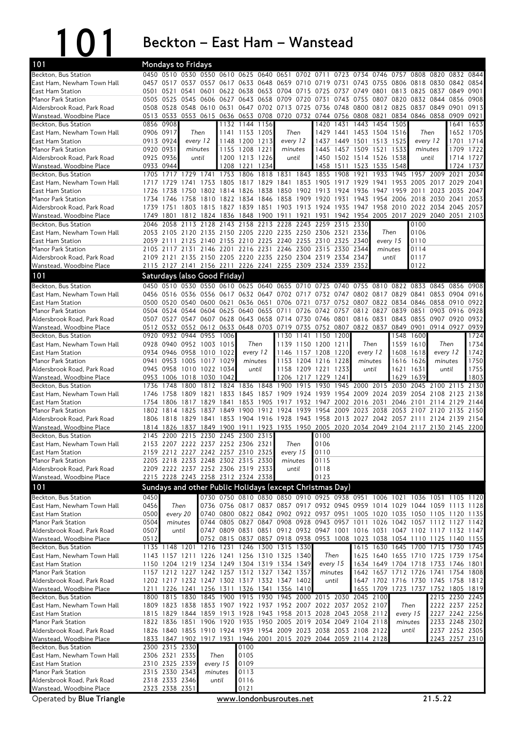# 101 Beckton – East Ham – Wanstead

## Mondays to Fridays

| | | | | | | | | | | | | | | | | | | |
|---|---|---|---|---|---|---|---|---|---|---|---|---|---|---|---|---|---|---|
| Beckton, Bus Station | 0450 | 0510 | 0530 | 0550 | 0610 | 0625 | 0640 | 0651 | 0702 | 0711 | 0723 | 0734 | 0746 | 0757 | 0808 | 0820 | 0832 | 0844 |
| East Ham, Newham Town Hall | 0457 | 0517 | 0537 | 0557 | 0617 | 0633 | 0648 | 0659 | 0710 | 0719 | 0731 | 0743 | 0755 | 0806 | 0818 | 0830 | 0842 | 0854 |
| East Ham Station | 0501 | 0521 | 0541 | 0601 | 0622 | 0638 | 0653 | 0704 | 0715 | 0725 | 0737 | 0749 | 0801 | 0813 | 0825 | 0837 | 0849 | 0901 |
| Manor Park Station | 0505 | 0525 | 0545 | 0606 | 0627 | 0643 | 0658 | 0709 | 0720 | 0731 | 0743 | 0755 | 0807 | 0820 | 0832 | 0844 | 0856 | 0908 |
| Aldersbrook Road, Park Road | 0508 | 0528 | 0548 | 0610 | 0631 | 0647 | 0702 | 0713 | 0725 | 0736 | 0748 | 0800 | 0812 | 0825 | 0837 | 0849 | 0901 | 0913 |
| Wanstead, Woodbine Place | 0513 | 0533 | 0553 | 0615 | 0636 | 0653 | 0708 | 0720 | 0732 | 0744 | 0756 | 0808 | 0821 | 0834 | 0846 | 0858 | 0909 | 0921 |

| | | | | | | | | | | | | | | | | | |
|---|---|---|---|---|---|---|---|---|---|---|---|---|---|---|---|---|---|
| Beckton, Bus Station | 0856 | 0908 | | 1132 | 1144 | 1156 | | 1420 | 1431 | 1443 | 1454 | 1505 | | 1641 | 1653 |
| East Ham, Newham Town Hall | 0906 | 0917 | Then | 1141 | 1153 | 1205 | Then | 1429 | 1441 | 1453 | 1504 | 1516 | Then | 1652 | 1705 |
| East Ham Station | 0913 | 0924 | every 12 | 1148 | 1200 | 1213 | every 12 | 1437 | 1449 | 1501 | 1513 | 1525 | every 12 | 1701 | 1714 |
| Manor Park Station | 0920 | 0931 | minutes | 1155 | 1208 | 1221 | minutes | 1445 | 1457 | 1509 | 1521 | 1533 | minutes | 1709 | 1722 |
| Aldersbrook Road, Park Road | 0925 | 0936 | until | 1200 | 1213 | 1226 | until | 1450 | 1502 | 1514 | 1526 | 1538 | until | 1714 | 1727 |
| Wanstead, Woodbine Place | 0933 | 0944 | | 1208 | 1221 | 1234 | | 1458 | 1511 | 1523 | 1535 | 1548 | | 1724 | 1737 |

| | | | | | | | | | | | | | | | | | | |
|---|---|---|---|---|---|---|---|---|---|---|---|---|---|---|---|---|---|---|
| Beckton, Bus Station | 1705 | 1717 | 1729 | 1741 | 1753 | 1806 | 1818 | 1831 | 1843 | 1855 | 1908 | 1921 | 1933 | 1945 | 1957 | 2009 | 2021 | 2034 |
| East Ham, Newham Town Hall | 1717 | 1729 | 1741 | 1753 | 1805 | 1817 | 1829 | 1841 | 1853 | 1905 | 1917 | 1929 | 1941 | 1953 | 2005 | 2017 | 2029 | 2041 |
| East Ham Station | 1726 | 1738 | 1750 | 1802 | 1814 | 1826 | 1838 | 1850 | 1902 | 1913 | 1924 | 1936 | 1947 | 1959 | 2011 | 2023 | 2035 | 2047 |
| Manor Park Station | 1734 | 1746 | 1758 | 1810 | 1822 | 1834 | 1846 | 1858 | 1909 | 1920 | 1931 | 1943 | 1954 | 2006 | 2018 | 2030 | 2041 | 2053 |
| Aldersbrook Road, Park Road | 1739 | 1751 | 1803 | 1815 | 1827 | 1839 | 1851 | 1903 | 1913 | 1924 | 1935 | 1947 | 1958 | 2010 | 2022 | 2034 | 2045 | 2057 |
| Wanstead, Woodbine Place | 1749 | 1801 | 1812 | 1824 | 1836 | 1848 | 1900 | 1911 | 1921 | 1931 | 1942 | 1954 | 2005 | 2017 | 2029 | 2040 | 2051 | 2103 |

| | | | | | | | | | | | | | |
|---|---|---|---|---|---|---|---|---|---|---|---|---|---|
| Beckton, Bus Station | 2046 | 2058 | 2113 | 2128 | 2143 | 2158 | 2213 | 2228 | 2243 | 2259 | 2315 | 2330 | | 0100 |
| East Ham, Newham Town Hall | 2053 | 2105 | 2120 | 2135 | 2150 | 2205 | 2220 | 2235 | 2250 | 2306 | 2321 | 2336 | Then | 0106 |
| East Ham Station | 2059 | 2111 | 2125 | 2140 | 2155 | 2210 | 2225 | 2240 | 2255 | 2310 | 2325 | 2340 | every 15 | 0110 |
| Manor Park Station | 2105 | 2117 | 2131 | 2146 | 2201 | 2216 | 2231 | 2246 | 2300 | 2315 | 2330 | 2344 | minutes | 0114 |
| Aldersbrook Road, Park Road | 2109 | 2121 | 2135 | 2150 | 2205 | 2220 | 2235 | 2250 | 2304 | 2319 | 2334 | 2347 | until | 0117 |
| Wanstead, Woodbine Place | 2115 | 2127 | 2141 | 2156 | 2211 | 2226 | 2241 | 2255 | 2309 | 2324 | 2339 | 2352 | | 0122 |

## Saturdays (also Good Friday)

| | | | | | | | | | | | | | | | | | | |
|---|---|---|---|---|---|---|---|---|---|---|---|---|---|---|---|---|---|---|
| Beckton, Bus Station | 0450 | 0510 | 0530 | 0550 | 0610 | 0625 | 0640 | 0655 | 0710 | 0725 | 0740 | 0755 | 0810 | 0822 | 0833 | 0845 | 0856 | 0908 |
| East Ham, Newham Town Hall | 0456 | 0516 | 0536 | 0556 | 0617 | 0632 | 0647 | 0702 | 0717 | 0732 | 0747 | 0802 | 0817 | 0829 | 0841 | 0853 | 0904 | 0916 |
| East Ham Station | 0500 | 0520 | 0540 | 0600 | 0621 | 0636 | 0651 | 0706 | 0721 | 0737 | 0752 | 0807 | 0822 | 0834 | 0846 | 0858 | 0910 | 0922 |
| Manor Park Station | 0504 | 0524 | 0544 | 0604 | 0625 | 0640 | 0655 | 0711 | 0726 | 0742 | 0757 | 0812 | 0827 | 0839 | 0851 | 0903 | 0916 | 0928 |
| Aldersbrook Road, Park Road | 0507 | 0527 | 0547 | 0607 | 0628 | 0643 | 0658 | 0714 | 0730 | 0746 | 0801 | 0816 | 0831 | 0843 | 0855 | 0907 | 0920 | 0932 |
| Wanstead, Woodbine Place | 0512 | 0532 | 0552 | 0612 | 0633 | 0648 | 0703 | 0719 | 0735 | 0752 | 0807 | 0822 | 0837 | 0849 | 0901 | 0914 | 0927 | 0939 |

| | | | | | | | | | | | | | | | | |
|---|---|---|---|---|---|---|---|---|---|---|---|---|---|---|---|---|
| Beckton, Bus Station | 0920 | 0932 | 0944 | 0955 | 1006 | | 1130 | 1141 | 1150 | 1200 | | 1548 | 1600 | | 1724 |
| East Ham, Newham Town Hall | 0928 | 0940 | 0952 | 1003 | 1015 | Then | 1139 | 1150 | 1200 | 1211 | Then | 1559 | 1610 | Then | 1734 |
| East Ham Station | 0934 | 0946 | 0958 | 1010 | 1022 | every 12 | 1146 | 1157 | 1208 | 1220 | every 12 | 1608 | 1618 | every 12 | 1742 |
| Manor Park Station | 0941 | 0953 | 1005 | 1017 | 1029 | minutes | 1153 | 1204 | 1216 | 1228 | minutes | 1616 | 1626 | minutes | 1750 |
| Aldersbrook Road, Park Road | 0945 | 0958 | 1010 | 1022 | 1034 | until | 1158 | 1209 | 1221 | 1233 | until | 1621 | 1631 | until | 1755 |
| Wanstead, Woodbine Place | 0953 | 1006 | 1018 | 1030 | 1042 | | 1206 | 1217 | 1229 | 1241 | | 1629 | 1639 | | 1803 |

| | | | | | | | | | | | | | | | | | | |
|---|---|---|---|---|---|---|---|---|---|---|---|---|---|---|---|---|---|---|
| Beckton, Bus Station | 1736 | 1748 | 1800 | 1812 | 1824 | 1836 | 1848 | 1900 | 1915 | 1930 | 1945 | 2000 | 2015 | 2030 | 2045 | 2100 | 2115 | 2130 |
| East Ham, Newham Town Hall | 1746 | 1758 | 1809 | 1821 | 1833 | 1845 | 1857 | 1909 | 1924 | 1939 | 1954 | 2009 | 2024 | 2039 | 2054 | 2108 | 2123 | 2138 |
| East Ham Station | 1754 | 1806 | 1817 | 1829 | 1841 | 1853 | 1905 | 1917 | 1932 | 1947 | 2002 | 2016 | 2031 | 2046 | 2101 | 2114 | 2129 | 2144 |
| Manor Park Station | 1802 | 1814 | 1825 | 1837 | 1849 | 1900 | 1912 | 1924 | 1939 | 1954 | 2009 | 2023 | 2038 | 2053 | 2107 | 2120 | 2135 | 2150 |
| Aldersbrook Road, Park Road | 1806 | 1818 | 1829 | 1841 | 1853 | 1904 | 1916 | 1928 | 1943 | 1958 | 2013 | 2027 | 2042 | 2057 | 2111 | 2124 | 2139 | 2154 |
| Wanstead, Woodbine Place | 1814 | 1826 | 1837 | 1849 | 1900 | 1911 | 1923 | 1935 | 1950 | 2005 | 2020 | 2034 | 2049 | 2104 | 2117 | 2130 | 2145 | 2200 |

| | | | | | | | | | |
|---|---|---|---|---|---|---|---|---|---|
| Beckton, Bus Station | 2145 | 2200 | 2215 | 2230 | 2245 | 2300 | 2315 | | 0100 |
| East Ham, Newham Town Hall | 2153 | 2207 | 2222 | 2237 | 2252 | 2306 | 2321 | Then | 0106 |
| East Ham Station | 2159 | 2212 | 2227 | 2242 | 2257 | 2310 | 2325 | every 15 | 0110 |
| Manor Park Station | 2205 | 2218 | 2233 | 2248 | 2302 | 2315 | 2330 | minutes | 0115 |
| Aldersbrook Road, Park Road | 2209 | 2222 | 2237 | 2252 | 2306 | 2319 | 2333 | until | 0118 |
| Wanstead, Woodbine Place | 2215 | 2228 | 2243 | 2258 | 2312 | 2324 | 2338 | | 0123 |

## Sundays and other Public Holidays (except Christmas Day)

| | | | | | | | | | | | | | | | | | |
|---|---|---|---|---|---|---|---|---|---|---|---|---|---|---|---|---|---|
| Beckton, Bus Station | 0450 | | 0730 | 0750 | 0810 | 0830 | 0850 | 0910 | 0925 | 0938 | 0951 | 1006 | 1021 | 1036 | 1051 | 1105 | 1120 |
| East Ham, Newham Town Hall | 0456 | Then | 0736 | 0756 | 0817 | 0837 | 0857 | 0917 | 0932 | 0945 | 0959 | 1014 | 1029 | 1044 | 1059 | 1113 | 1128 |
| East Ham Station | 0500 | every 20 | 0740 | 0800 | 0822 | 0842 | 0902 | 0922 | 0937 | 0951 | 1005 | 1020 | 1035 | 1050 | 1105 | 1120 | 1135 |
| Manor Park Station | 0504 | minutes | 0744 | 0805 | 0827 | 0847 | 0908 | 0928 | 0943 | 0957 | 1011 | 1026 | 1042 | 1057 | 1112 | 1127 | 1142 |
| Aldersbrook Road, Park Road | 0507 | until | 0747 | 0809 | 0831 | 0851 | 0912 | 0932 | 0947 | 1001 | 1016 | 1031 | 1047 | 1102 | 1117 | 1132 | 1147 |
| Wanstead, Woodbine Place | 0512 | | 0752 | 0815 | 0837 | 0857 | 0918 | 0938 | 0953 | 1008 | 1023 | 1038 | 1054 | 1110 | 1125 | 1140 | 1155 |

| | | | | | | | | | | | | | | | | | |
|---|---|---|---|---|---|---|---|---|---|---|---|---|---|---|---|---|---|
| Beckton, Bus Station | 1135 | 1148 | 1201 | 1216 | 1231 | 1246 | 1300 | 1315 | 1330 | | 1615 | 1630 | 1645 | 1700 | 1715 | 1730 | 1745 |
| East Ham, Newham Town Hall | 1143 | 1157 | 1211 | 1226 | 1241 | 1256 | 1310 | 1325 | 1340 | Then | 1625 | 1640 | 1655 | 1710 | 1725 | 1739 | 1754 |
| East Ham Station | 1150 | 1204 | 1219 | 1234 | 1249 | 1304 | 1319 | 1334 | 1349 | every 15 | 1634 | 1649 | 1704 | 1718 | 1733 | 1746 | 1801 |
| Manor Park Station | 1157 | 1212 | 1227 | 1242 | 1257 | 1312 | 1327 | 1342 | 1357 | minutes | 1642 | 1657 | 1712 | 1726 | 1741 | 1754 | 1808 |
| Aldersbrook Road, Park Road | 1202 | 1217 | 1232 | 1247 | 1302 | 1317 | 1332 | 1347 | 1402 | until | 1647 | 1702 | 1716 | 1730 | 1745 | 1758 | 1812 |
| Wanstead, Woodbine Place | 1211 | 1226 | 1241 | 1256 | 1311 | 1326 | 1341 | 1356 | 1410 | | 1655 | 1709 | 1723 | 1737 | 1752 | 1805 | 1819 |

| | | | | | | | | | | | | | | | | | |
|---|---|---|---|---|---|---|---|---|---|---|---|---|---|---|---|---|---|
| Beckton, Bus Station | 1800 | 1815 | 1830 | 1845 | 1900 | 1915 | 1930 | 1945 | 2000 | 2015 | 2030 | 2045 | 2100 | | 2215 | 2230 | 2245 |
| East Ham, Newham Town Hall | 1809 | 1823 | 1838 | 1853 | 1907 | 1922 | 1937 | 1952 | 2007 | 2022 | 2037 | 2052 | 2107 | Then | 2222 | 2237 | 2252 |
| East Ham Station | 1815 | 1829 | 1844 | 1859 | 1913 | 1928 | 1943 | 1958 | 2013 | 2028 | 2043 | 2058 | 2112 | every 15 | 2227 | 2242 | 2256 |
| Manor Park Station | 1822 | 1836 | 1851 | 1906 | 1920 | 1935 | 1950 | 2005 | 2019 | 2034 | 2049 | 2104 | 2118 | minutes | 2233 | 2248 | 2302 |
| Aldersbrook Road, Park Road | 1826 | 1840 | 1855 | 1910 | 1924 | 1939 | 1954 | 2009 | 2023 | 2038 | 2053 | 2108 | 2122 | until | 2237 | 2252 | 2305 |
| Wanstead, Woodbine Place | 1833 | 1847 | 1902 | 1917 | 1931 | 1946 | 2001 | 2015 | 2029 | 2044 | 2059 | 2114 | 2128 | | 2243 | 2257 | 2310 |

| | | | | | |
|---|---|---|---|---|---|
| Beckton, Bus Station | 2300 | 2315 | 2330 | | 0100 |
| East Ham, Newham Town Hall | 2306 | 2321 | 2335 | Then | 0105 |
| East Ham Station | 2310 | 2325 | 2339 | every 15 | 0109 |
| Manor Park Station | 2315 | 2330 | 2343 | minutes | 0113 |
| Aldersbrook Road, Park Road | 2318 | 2333 | 2346 | until | 0116 |
| Wanstead, Woodbine Place | 2323 | 2338 | 2351 | | 0121 |

Operated by **Blue Triangle**

www.londonbusroutes.net

21.5.22